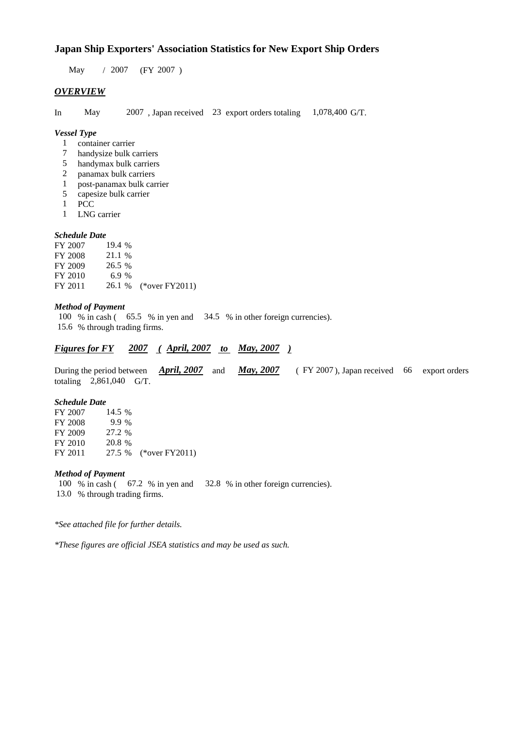# Japan Ship Exporters' Association Statistics for New Export Ship Orders

May / 2007 (FY 2007 )

## *OVERVIEW*

In May 2007 , Japan received 23 export orders totaling 1,078,400 G/T.

### *Vessel Type*

1 container carrier
7 handysize bulk carriers
5 handymax bulk carriers
2 panamax bulk carriers
1 post-panamax bulk carrier
5 capesize bulk carrier
1 PCC
1 LNG carrier

### *Schedule Date*

| | | |
|---|---|---|
| FY 2007 | 19.4 % | |
| FY 2008 | 21.1 % | |
| FY 2009 | 26.5 % | |
| FY 2010 | 6.9 % | |
| FY 2011 | 26.1 % | (*over FY2011) |

### *Method of Payment*

100 % in cash ( 65.5 % in yen and 34.5 % in other foreign currencies).
15.6 % through trading firms.

## *Figures for FY 2007 ( April, 2007 to May, 2007 )*

During the period between ***April, 2007*** and ***May, 2007*** ( FY 2007 ), Japan received 66 export orders totaling 2,861,040 G/T.

### *Schedule Date*

| | | |
|---|---|---|
| FY 2007 | 14.5 % | |
| FY 2008 | 9.9 % | |
| FY 2009 | 27.2 % | |
| FY 2010 | 20.8 % | |
| FY 2011 | 27.5 % | (*over FY2011) |

### *Method of Payment*

100 % in cash ( 67.2 % in yen and 32.8 % in other foreign currencies).
13.0 % through trading firms.

*\*See attached file for further details.*

*\*These figures are official JSEA statistics and may be used as such.*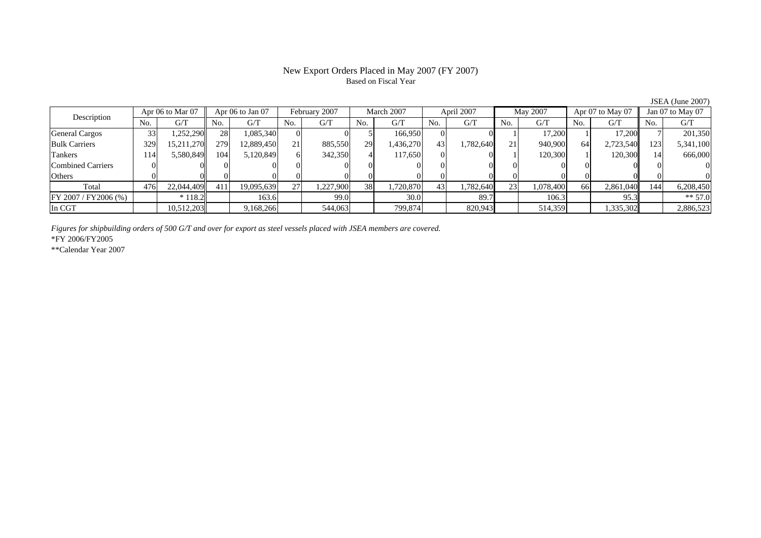# New Export Orders Placed in May 2007 (FY 2007)

Based on Fiscal Year

JSEA (June 2007)

| Description | Apr 06 to Mar 07 | | Apr 06 to Jan 07 | | February 2007 | | March 2007 | | April 2007 | | May 2007 | | Apr 07 to May 07 | | Jan 07 to May 07 | |
|---|---|---|---|---|---|---|---|---|---|---|---|---|---|---|---|---|
| | No. | G/T | No. | G/T | No. | G/T | No. | G/T | No. | G/T | No. | G/T | No. | G/T | No. | G/T |
| General Cargos | 33 | 1,252,290 | 28 | 1,085,340 | 0 | 0 | 5 | 166,950 | 0 | 0 | 1 | 17,200 | 1 | 17,200 | 7 | 201,350 |
| Bulk Carriers | 329 | 15,211,270 | 279 | 12,889,450 | 21 | 885,550 | 29 | 1,436,270 | 43 | 1,782,640 | 21 | 940,900 | 64 | 2,723,540 | 123 | 5,341,100 |
| Tankers | 114 | 5,580,849 | 104 | 5,120,849 | 6 | 342,350 | 4 | 117,650 | 0 | 0 | 1 | 120,300 | 1 | 120,300 | 14 | 666,000 |
| Combined Carriers | 0 | 0 | 0 | 0 | 0 | 0 | 0 | 0 | 0 | 0 | 0 | 0 | 0 | 0 | 0 | 0 |
| Others | 0 | 0 | 0 | 0 | 0 | 0 | 0 | 0 | 0 | 0 | 0 | 0 | 0 | 0 | 0 | 0 |
| Total | 476 | 22,044,409 | 411 | 19,095,639 | 27 | 1,227,900 | 38 | 1,720,870 | 43 | 1,782,640 | 23 | 1,078,400 | 66 | 2,861,040 | 144 | 6,208,450 |
| FY 2007 / FY2006 (%) | | * 118.2 | | 163.6 | | 99.0 | | 30.0 | | 89.7 | | 106.3 | | 95.3 | | ** 57.0 |
| In CGT | | 10,512,203 | | 9,168,266 | | 544,063 | | 799,874 | | 820,943 | | 514,359 | | 1,335,302 | | 2,886,523 |

*Figures for shipbuilding orders of 500 G/T and over for export as steel vessels placed with JSEA members are covered.*

*FY 2006/FY2005

**Calendar Year 2007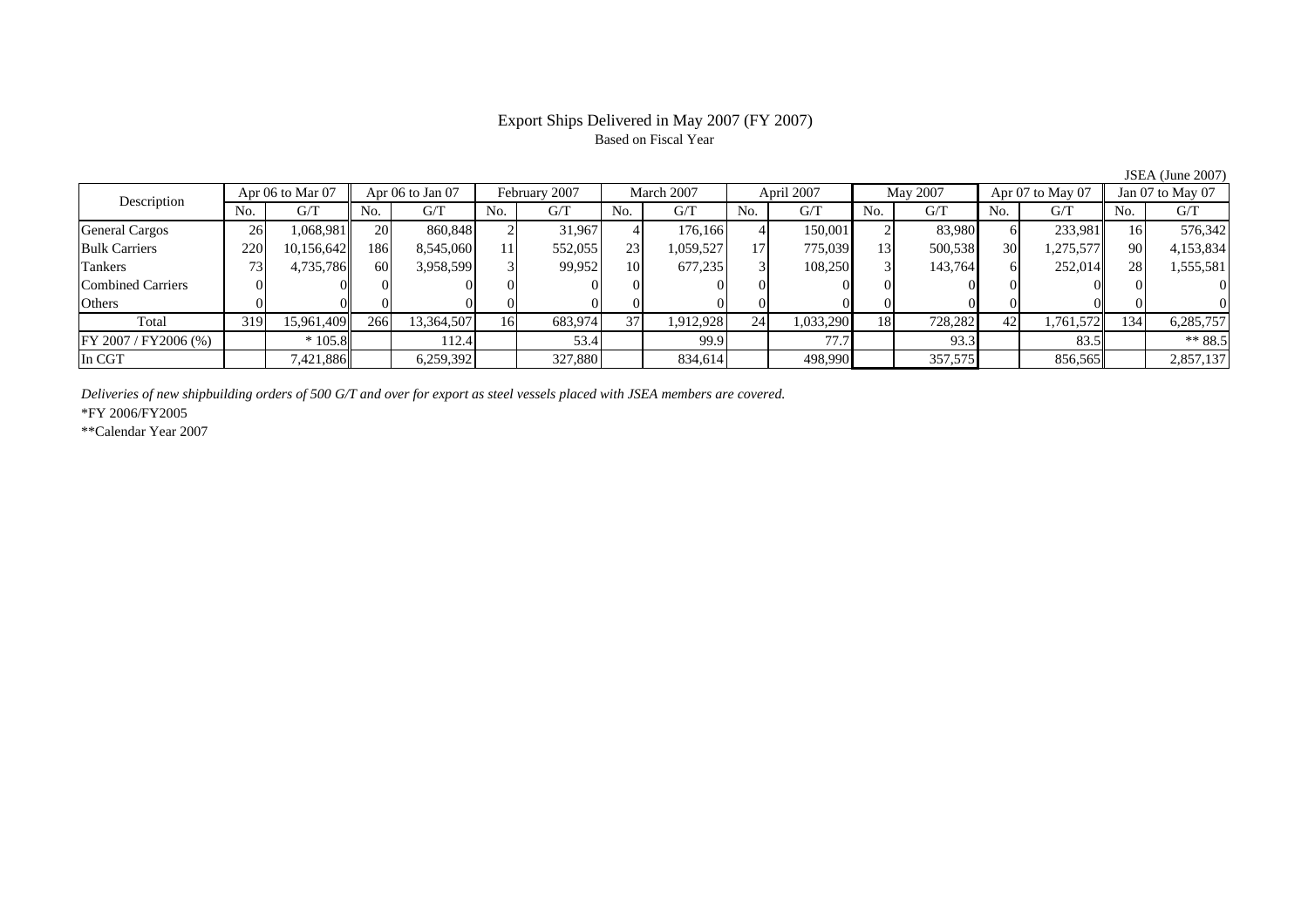# Export Ships Delivered in May 2007 (FY 2007)

Based on Fiscal Year

JSEA (June 2007)

| Description | Apr 06 to Mar 07 | | Apr 06 to Jan 07 | | February 2007 | | March 2007 | | April 2007 | | May 2007 | | Apr 07 to May 07 | | Jan 07 to May 07 | |
|---|---|---|---|---|---|---|---|---|---|---|---|---|---|---|---|---|
| | No. | G/T | No. | G/T | No. | G/T | No. | G/T | No. | G/T | No. | G/T | No. | G/T | No. | G/T |
| General Cargos | 26 | 1,068,981 | 20 | 860,848 | 2 | 31,967 | 4 | 176,166 | 4 | 150,001 | 2 | 83,980 | 6 | 233,981 | 16 | 576,342 |
| Bulk Carriers | 220 | 10,156,642 | 186 | 8,545,060 | 11 | 552,055 | 23 | 1,059,527 | 17 | 775,039 | 13 | 500,538 | 30 | 1,275,577 | 90 | 4,153,834 |
| Tankers | 73 | 4,735,786 | 60 | 3,958,599 | 3 | 99,952 | 10 | 677,235 | 3 | 108,250 | 3 | 143,764 | 6 | 252,014 | 28 | 1,555,581 |
| Combined Carriers | 0 | 0 | 0 | 0 | 0 | 0 | 0 | 0 | 0 | 0 | 0 | 0 | 0 | 0 | 0 | 0 |
| Others | 0 | 0 | 0 | 0 | 0 | 0 | 0 | 0 | 0 | 0 | 0 | 0 | 0 | 0 | 0 | 0 |
| Total | 319 | 15,961,409 | 266 | 13,364,507 | 16 | 683,974 | 37 | 1,912,928 | 24 | 1,033,290 | 18 | 728,282 | 42 | 1,761,572 | 134 | 6,285,757 |
| FY 2007 / FY2006 (%) | | * 105.8 | | 112.4 | | 53.4 | | 99.9 | | 77.7 | | 93.3 | | 83.5 | | ** 88.5 |
| In CGT | | 7,421,886 | | 6,259,392 | | 327,880 | | 834,614 | | 498,990 | | 357,575 | | 856,565 | | 2,857,137 |

*Deliveries of new shipbuilding orders of 500 G/T and over for export as steel vessels placed with JSEA members are covered.*

*FY 2006/FY2005

**Calendar Year 2007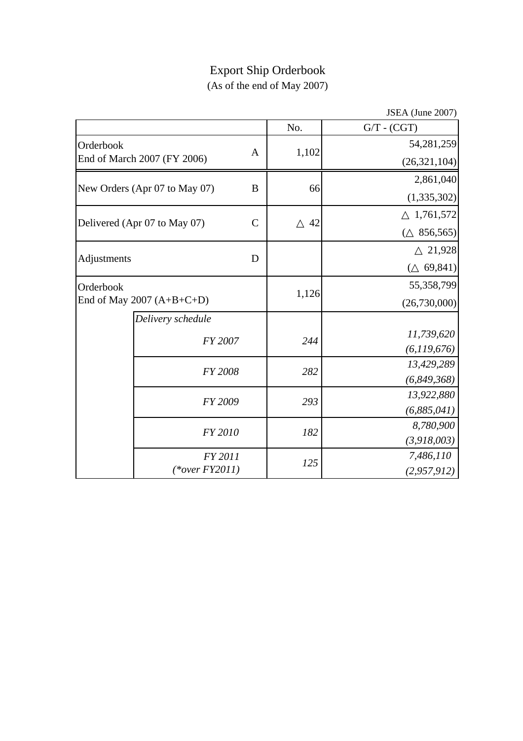# Export Ship Orderbook

(As of the end of May 2007)

JSEA (June 2007)

| | | | No. | G/T - (CGT) |
|---|---|---|---|---|
| Orderbook<br>End of March 2007 (FY 2006) | | A | 1,102 | 54,281,259<br>(26,321,104) |
| New Orders (Apr 07 to May 07) | | B | 66 | 2,861,040<br>(1,335,302) |
| Delivered (Apr 07 to May 07) | | C | △ 42 | △ 1,761,572<br>(△ 856,565) |
| Adjustments | | D | | △ 21,928<br>(△ 69,841) |
| Orderbook<br>End of May 2007 (A+B+C+D) | | | 1,126 | 55,358,799<br>(26,730,000) |
| | *Delivery schedule* | | | |
| | *FY 2007* | | *244* | *11,739,620*<br>*(6,119,676)* |
| | *FY 2008* | | *282* | *13,429,289*<br>*(6,849,368)* |
| | *FY 2009* | | *293* | *13,922,880*<br>*(6,885,041)* |
| | *FY 2010* | | *182* | *8,780,900*<br>*(3,918,003)* |
| | *FY 2011*<br>*(\*over FY2011)* | | *125* | *7,486,110*<br>*(2,957,912)* |